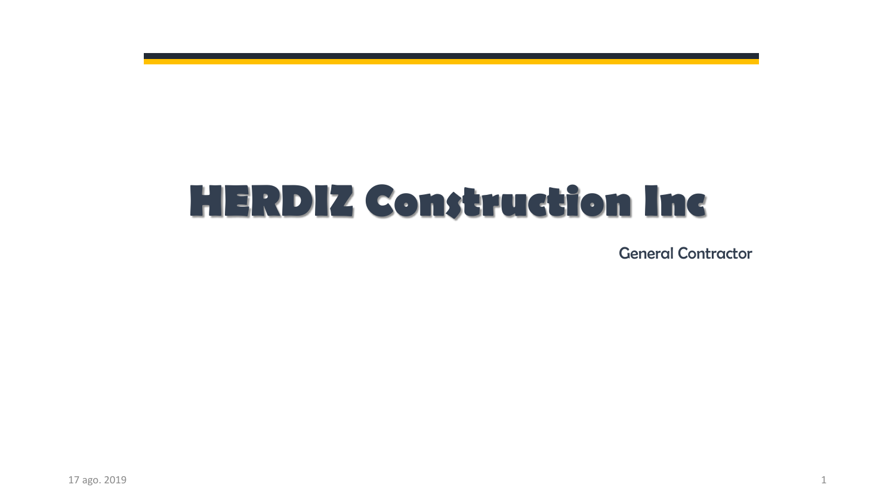# HERDIZ Construction Inc

General Contractor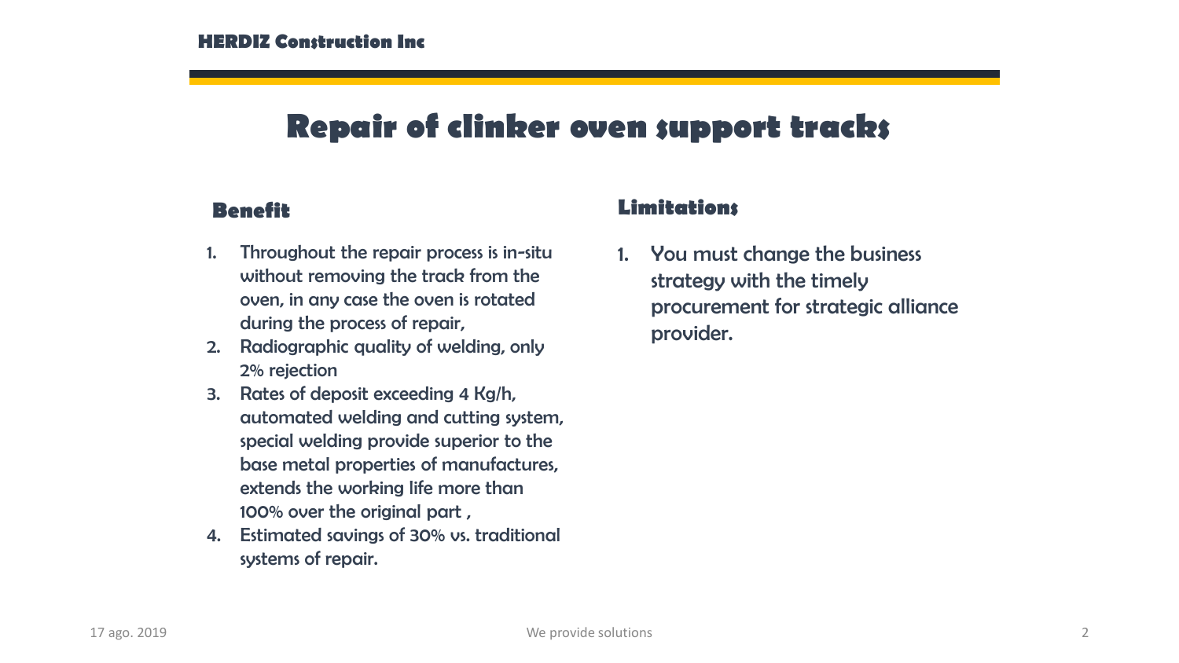# Repair of clinker oven support tracks

## Benefit

1. Throughout the repair process is in-situ without removing the track from the oven, in any case the oven is rotated during the process of repair,
2. Radiographic quality of welding, only 2% rejection
3. Rates of deposit exceeding 4 Kg/h, automated welding and cutting system, special welding provide superior to the base metal properties of manufactures, extends the working life more than 100% over the original part ,
4. Estimated savings of 30% vs. traditional systems of repair.

## Limitations

1. You must change the business strategy with the timely procurement for strategic alliance provider.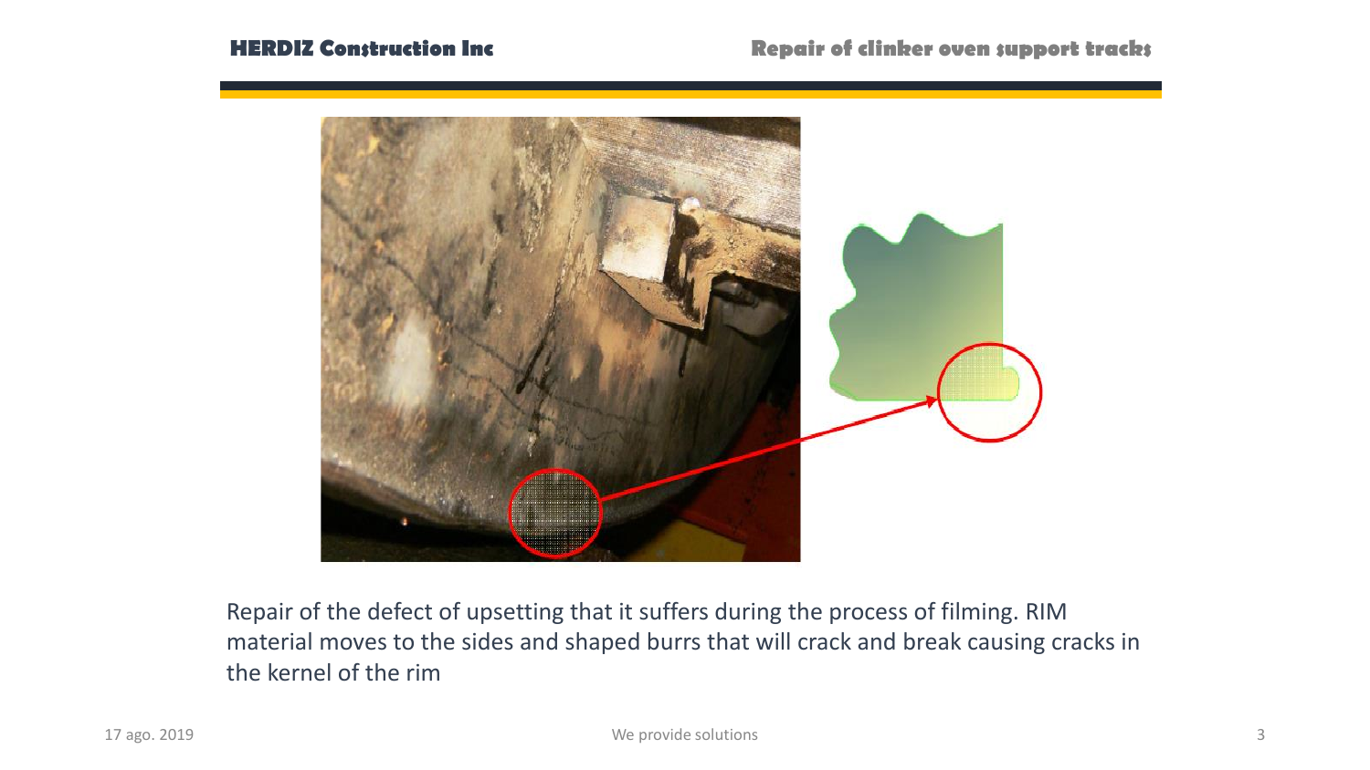Repair of the defect of upsetting that it suffers during the process of filming. RIM material moves to the sides and shaped burrs that will crack and break causing cracks in the kernel of the rim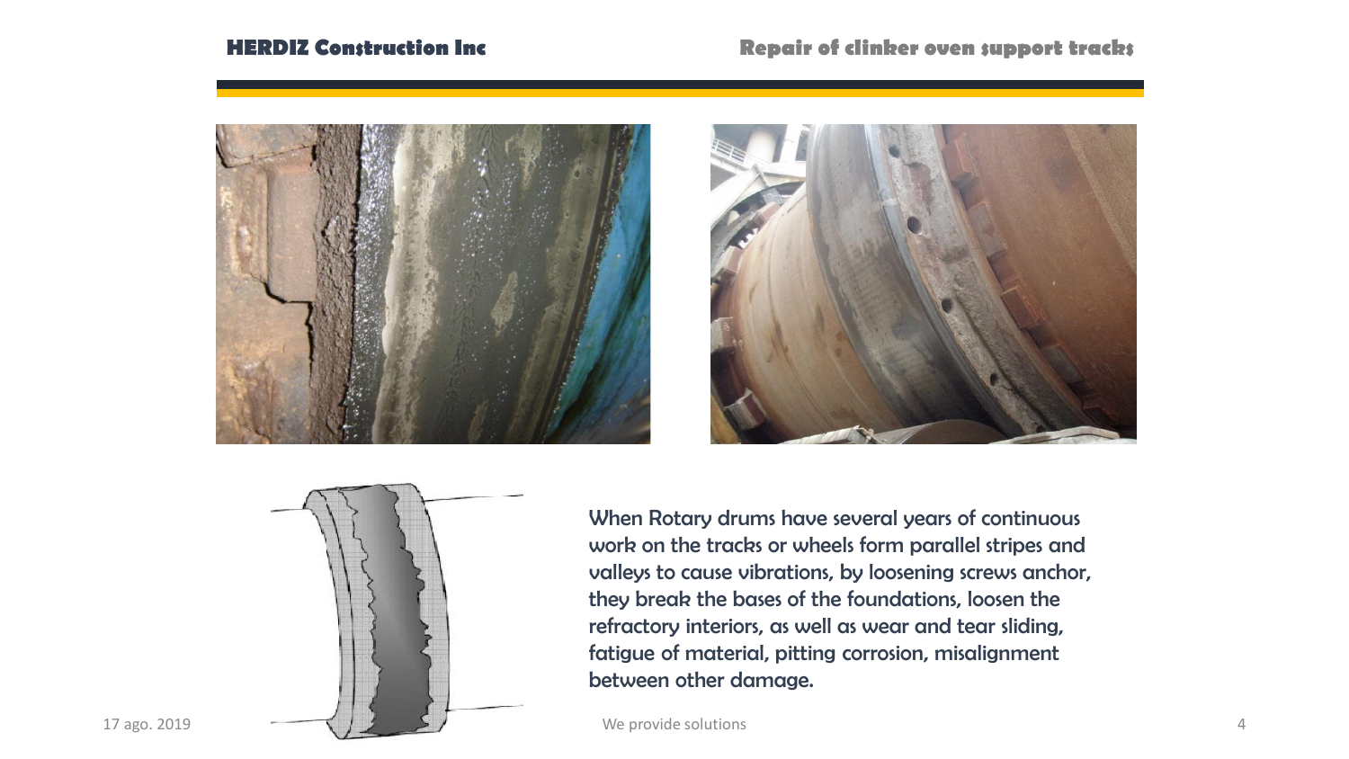When Rotary drums have several years of continuous work on the tracks or wheels form parallel stripes and valleys to cause vibrations, by loosening screws anchor, they break the bases of the foundations, loosen the refractory interiors, as well as wear and tear sliding, fatigue of material, pitting corrosion, misalignment between other damage.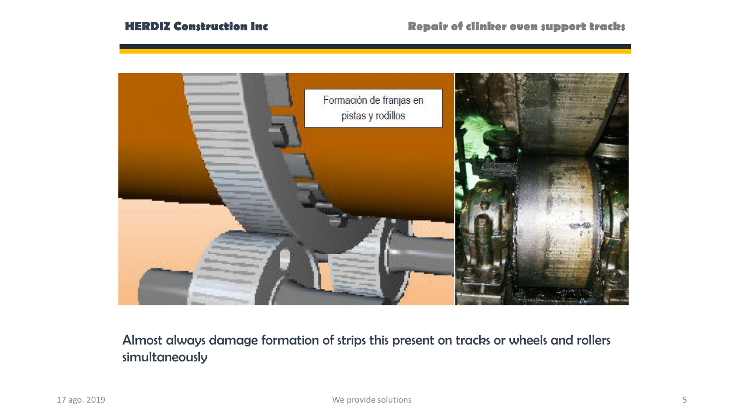Almost always damage formation of strips this present on tracks or wheels and rollers simultaneously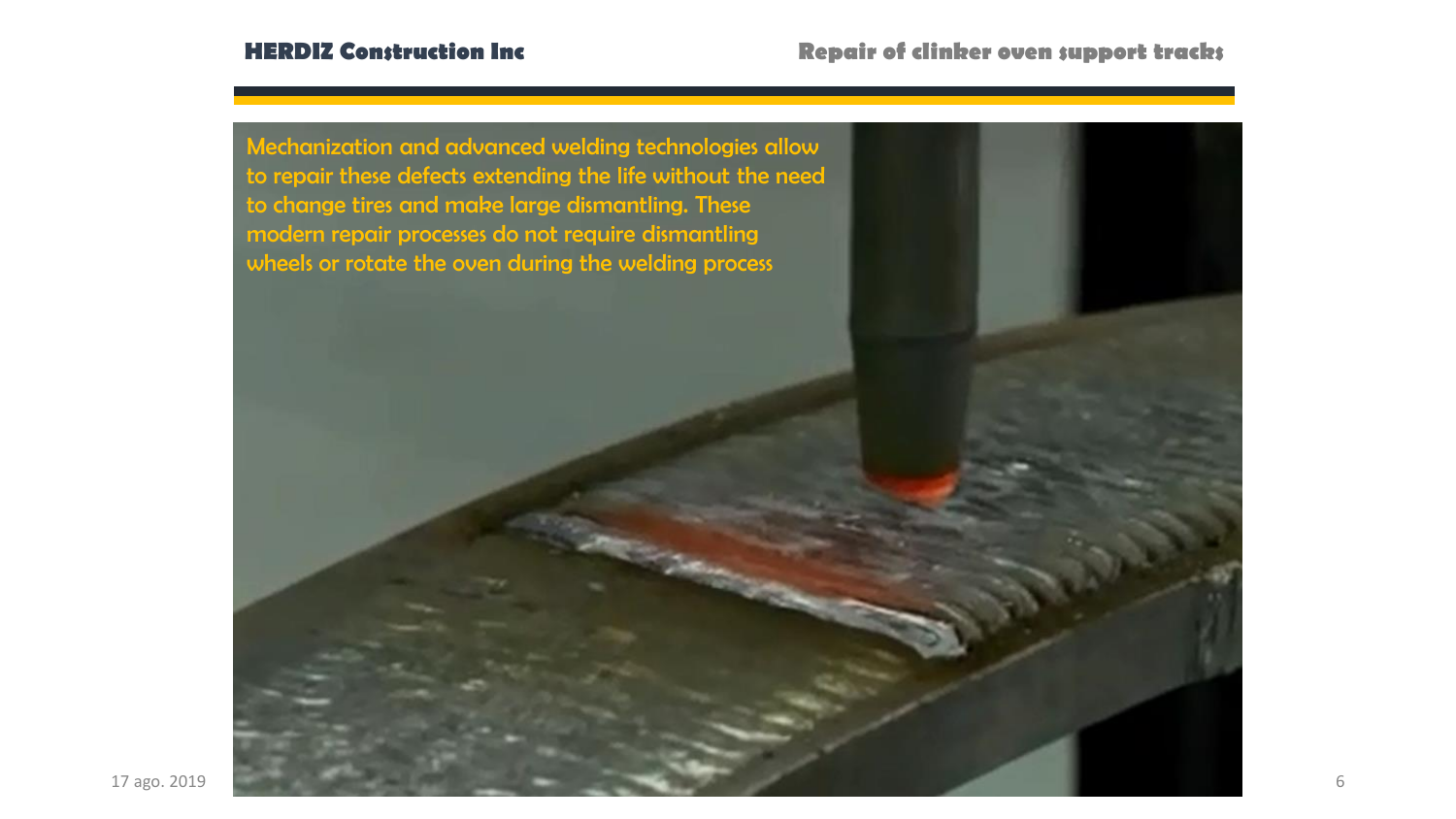Mechanization and advanced welding technologies allow to repair these defects extending the life without the need to change tires and make large dismantling. These modern repair processes do not require dismantling wheels or rotate the oven during the welding process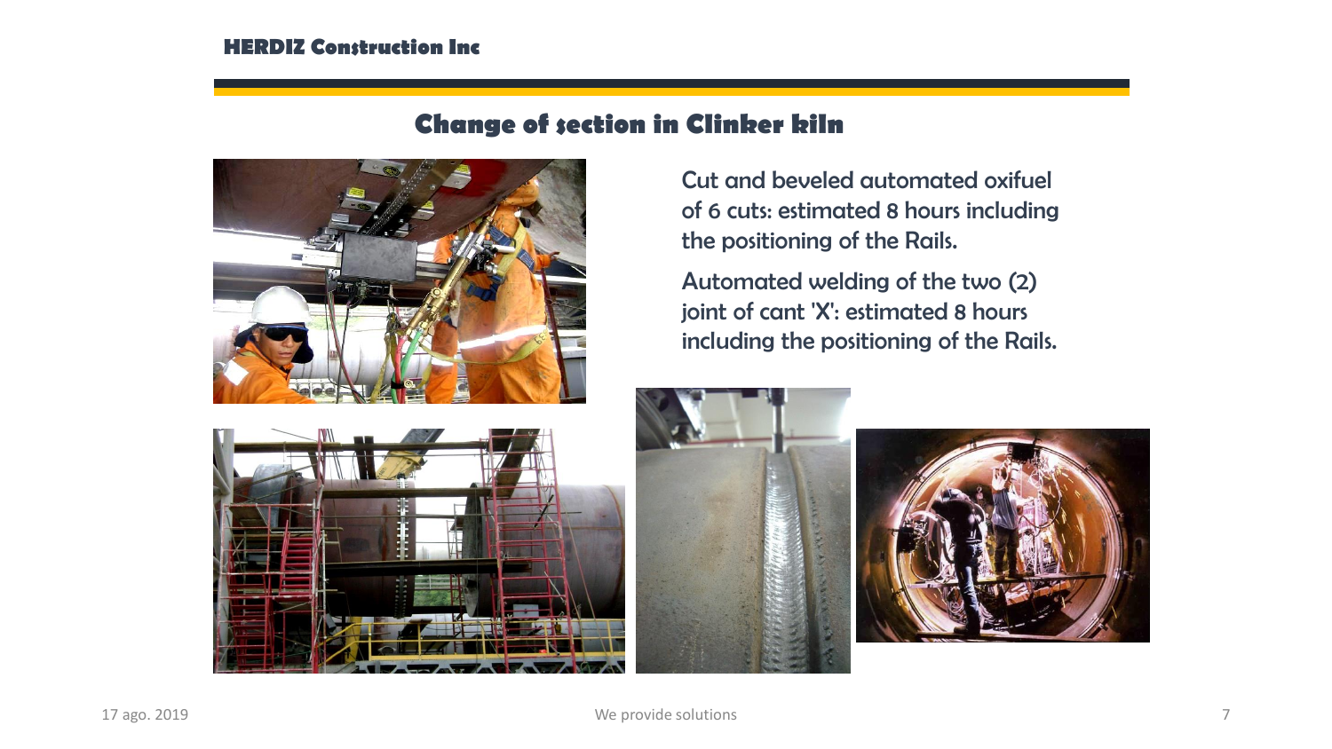## Change of section in Clinker kiln

Cut and beveled automated oxifuel of 6 cuts: estimated 8 hours including the positioning of the Rails.

Automated welding of the two (2) joint of cant 'X': estimated 8 hours including the positioning of the Rails.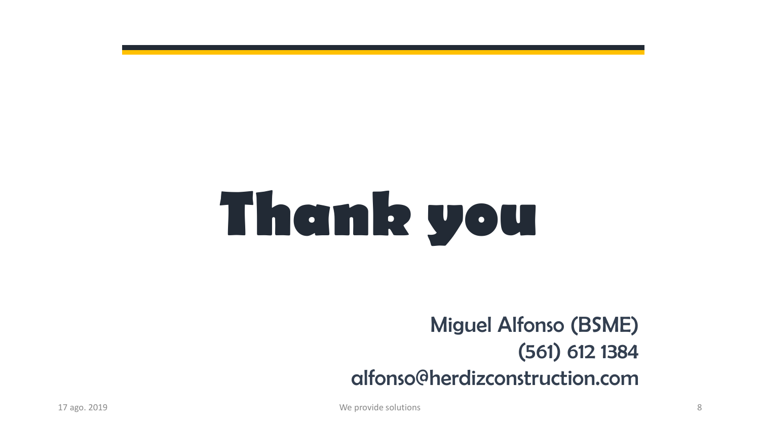# Thank you

Miguel Alfonso (BSME)
(561) 612 1384
alfonso@herdizconstruction.com